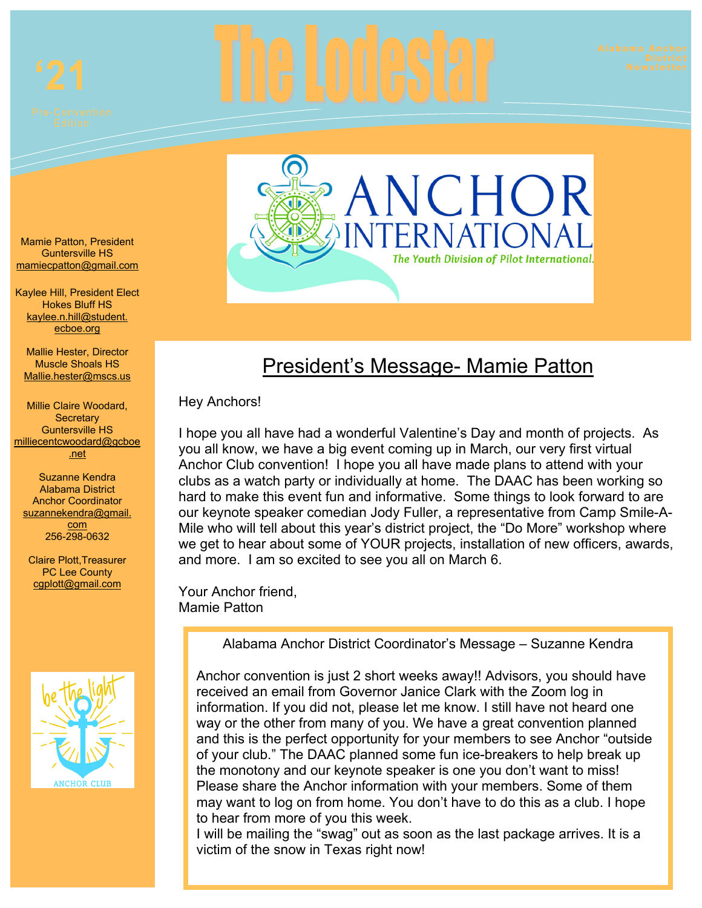'21

Pre-Convention Edition

# The Lodestar

Alabama Anchor District Newsletter

Mamie Patton, President
Guntersville HS
mamiecpatton@gmail.com

Kaylee Hill, President Elect
Hokes Bluff HS
kaylee.n.hill@student.ecboe.org

Mallie Hester, Director
Muscle Shoals HS
Mallie.hester@mscs.us

Millie Claire Woodard, Secretary
Guntersville HS
milliecentcwoodard@gcboe.net

Suzanne Kendra
Alabama District Anchor Coordinator
suzannekendra@gmail.com
256-298-0632

Claire Plott, Treasurer
PC Lee County
cgplott@gmail.com

## President's Message- Mamie Patton

Hey Anchors!

I hope you all have had a wonderful Valentine's Day and month of projects. As you all know, we have a big event coming up in March, our very first virtual Anchor Club convention! I hope you all have made plans to attend with your clubs as a watch party or individually at home. The DAAC has been working so hard to make this event fun and informative. Some things to look forward to are our keynote speaker comedian Jody Fuller, a representative from Camp Smile-A-Mile who will tell about this year's district project, the "Do More" workshop where we get to hear about some of YOUR projects, installation of new officers, awards, and more. I am so excited to see you all on March 6.

Your Anchor friend,
Mamie Patton

### Alabama Anchor District Coordinator's Message – Suzanne Kendra

Anchor convention is just 2 short weeks away!! Advisors, you should have received an email from Governor Janice Clark with the Zoom log in information. If you did not, please let me know. I still have not heard one way or the other from many of you. We have a great convention planned and this is the perfect opportunity for your members to see Anchor "outside of your club." The DAAC planned some fun ice-breakers to help break up the monotony and our keynote speaker is one you don't want to miss! Please share the Anchor information with your members. Some of them may want to log on from home. You don't have to do this as a club. I hope to hear from more of you this week.
I will be mailing the "swag" out as soon as the last package arrives. It is a victim of the snow in Texas right now!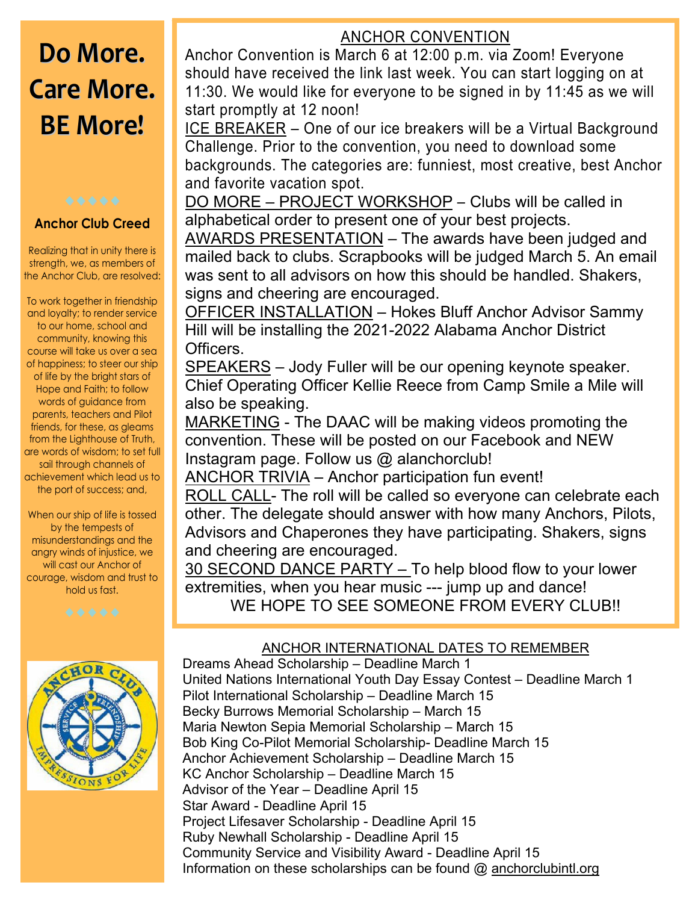# Do More. Care More. BE More!

◆◆◆◆◆

### Anchor Club Creed

Realizing that in unity there is strength, we, as members of the Anchor Club, are resolved:

To work together in friendship and loyalty; to render service to our home, school and community, knowing this course will take us over a sea of happiness; to steer our ship of life by the bright stars of Hope and Faith; to follow words of guidance from parents, teachers and Pilot friends, for these, as gleams from the Lighthouse of Truth, are words of wisdom; to set full sail through channels of achievement which lead us to the port of success; and,

When our ship of life is tossed by the tempests of misunderstandings and the angry winds of injustice, we will cast our Anchor of courage, wisdom and trust to hold us fast.

◆◆◆◆◆

## ANCHOR CONVENTION

Anchor Convention is March 6 at 12:00 p.m. via Zoom! Everyone should have received the link last week. You can start logging on at 11:30. We would like for everyone to be signed in by 11:45 as we will start promptly at 12 noon!

ICE BREAKER – One of our ice breakers will be a Virtual Background Challenge. Prior to the convention, you need to download some backgrounds. The categories are: funniest, most creative, best Anchor and favorite vacation spot.

DO MORE – PROJECT WORKSHOP – Clubs will be called in alphabetical order to present one of your best projects.

AWARDS PRESENTATION – The awards have been judged and mailed back to clubs. Scrapbooks will be judged March 5. An email was sent to all advisors on how this should be handled. Shakers, signs and cheering are encouraged.

OFFICER INSTALLATION – Hokes Bluff Anchor Advisor Sammy Hill will be installing the 2021-2022 Alabama Anchor District Officers.

SPEAKERS – Jody Fuller will be our opening keynote speaker. Chief Operating Officer Kellie Reece from Camp Smile a Mile will also be speaking.

MARKETING - The DAAC will be making videos promoting the convention. These will be posted on our Facebook and NEW Instagram page. Follow us @ alanchorclub!

ANCHOR TRIVIA – Anchor participation fun event!

ROLL CALL- The roll will be called so everyone can celebrate each other. The delegate should answer with how many Anchors, Pilots, Advisors and Chaperones they have participating. Shakers, signs and cheering are encouraged.

30 SECOND DANCE PARTY – To help blood flow to your lower extremities, when you hear music --- jump up and dance!

WE HOPE TO SEE SOMEONE FROM EVERY CLUB!!

## ANCHOR INTERNATIONAL DATES TO REMEMBER

Dreams Ahead Scholarship – Deadline March 1
United Nations International Youth Day Essay Contest – Deadline March 1
Pilot International Scholarship – Deadline March 15
Becky Burrows Memorial Scholarship – March 15
Maria Newton Sepia Memorial Scholarship – March 15
Bob King Co-Pilot Memorial Scholarship- Deadline March 15
Anchor Achievement Scholarship – Deadline March 15
KC Anchor Scholarship – Deadline March 15
Advisor of the Year – Deadline April 15
Star Award - Deadline April 15
Project Lifesaver Scholarship - Deadline April 15
Ruby Newhall Scholarship - Deadline April 15
Community Service and Visibility Award - Deadline April 15
Information on these scholarships can be found @ anchorclubintl.org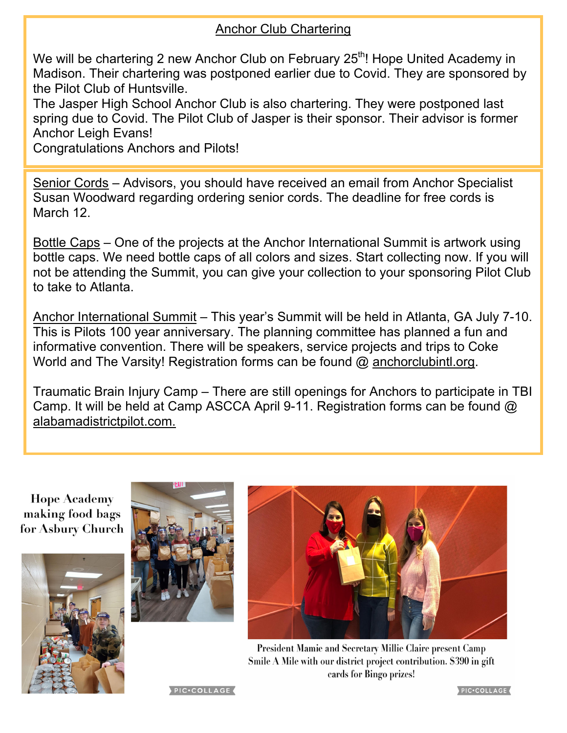## Anchor Club Chartering

We will be chartering 2 new Anchor Club on February 25th! Hope United Academy in Madison. Their chartering was postponed earlier due to Covid. They are sponsored by the Pilot Club of Huntsville.
The Jasper High School Anchor Club is also chartering. They were postponed last spring due to Covid. The Pilot Club of Jasper is their sponsor. Their advisor is former Anchor Leigh Evans!
Congratulations Anchors and Pilots!

Senior Cords – Advisors, you should have received an email from Anchor Specialist Susan Woodward regarding ordering senior cords. The deadline for free cords is March 12.

Bottle Caps – One of the projects at the Anchor International Summit is artwork using bottle caps. We need bottle caps of all colors and sizes. Start collecting now. If you will not be attending the Summit, you can give your collection to your sponsoring Pilot Club to take to Atlanta.

Anchor International Summit – This year's Summit will be held in Atlanta, GA July 7-10. This is Pilots 100 year anniversary. The planning committee has planned a fun and informative convention. There will be speakers, service projects and trips to Coke World and The Varsity! Registration forms can be found @ anchorclubintl.org.

Traumatic Brain Injury Camp – There are still openings for Anchors to participate in TBI Camp. It will be held at Camp ASCCA April 9-11. Registration forms can be found @ alabamadistrictpilot.com.

Hope Academy making food bags for Asbury Church

President Mamie and Secretary Millie Claire present Camp Smile A Mile with our district project contribution. $390 in gift cards for Bingo prizes!